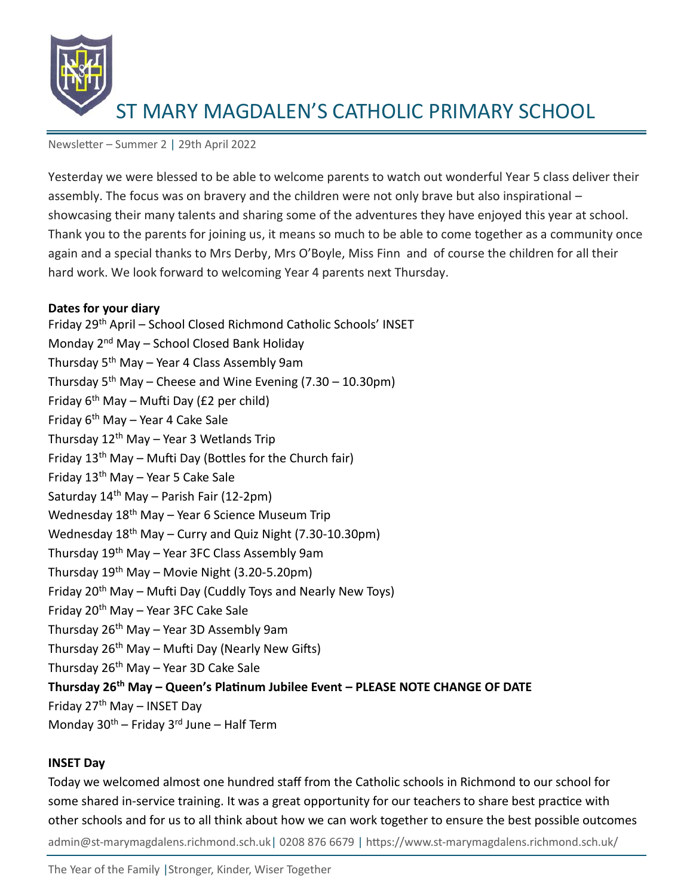# ST MARY MAGDALEN'S CATHOLIC PRIMARY SCHOOL

Newsletter – Summer 2 | 29th April 2022

Yesterday we were blessed to be able to welcome parents to watch out wonderful Year 5 class deliver their assembly. The focus was on bravery and the children were not only brave but also inspirational – showcasing their many talents and sharing some of the adventures they have enjoyed this year at school. Thank you to the parents for joining us, it means so much to be able to come together as a community once again and a special thanks to Mrs Derby, Mrs O'Boyle, Miss Finn and of course the children for all their hard work. We look forward to welcoming Year 4 parents next Thursday.

**Dates for your diary**

Friday 29th April – School Closed Richmond Catholic Schools' INSET
Monday 2nd May – School Closed Bank Holiday
Thursday 5th May – Year 4 Class Assembly 9am
Thursday 5th May – Cheese and Wine Evening (7.30 – 10.30pm)
Friday 6th May – Mufti Day (£2 per child)
Friday 6th May – Year 4 Cake Sale
Thursday 12th May – Year 3 Wetlands Trip
Friday 13th May – Mufti Day (Bottles for the Church fair)
Friday 13th May – Year 5 Cake Sale
Saturday 14th May – Parish Fair (12-2pm)
Wednesday 18th May – Year 6 Science Museum Trip
Wednesday 18th May – Curry and Quiz Night (7.30-10.30pm)
Thursday 19th May – Year 3FC Class Assembly 9am
Thursday 19th May – Movie Night (3.20-5.20pm)
Friday 20th May – Mufti Day (Cuddly Toys and Nearly New Toys)
Friday 20th May – Year 3FC Cake Sale
Thursday 26th May – Year 3D Assembly 9am
Thursday 26th May – Mufti Day (Nearly New Gifts)
Thursday 26th May – Year 3D Cake Sale
**Thursday 26th May – Queen's Platinum Jubilee Event – PLEASE NOTE CHANGE OF DATE**
Friday 27th May – INSET Day
Monday 30th – Friday 3rd June – Half Term

**INSET Day**

Today we welcomed almost one hundred staff from the Catholic schools in Richmond to our school for some shared in-service training. It was a great opportunity for our teachers to share best practice with other schools and for us to all think about how we can work together to ensure the best possible outcomes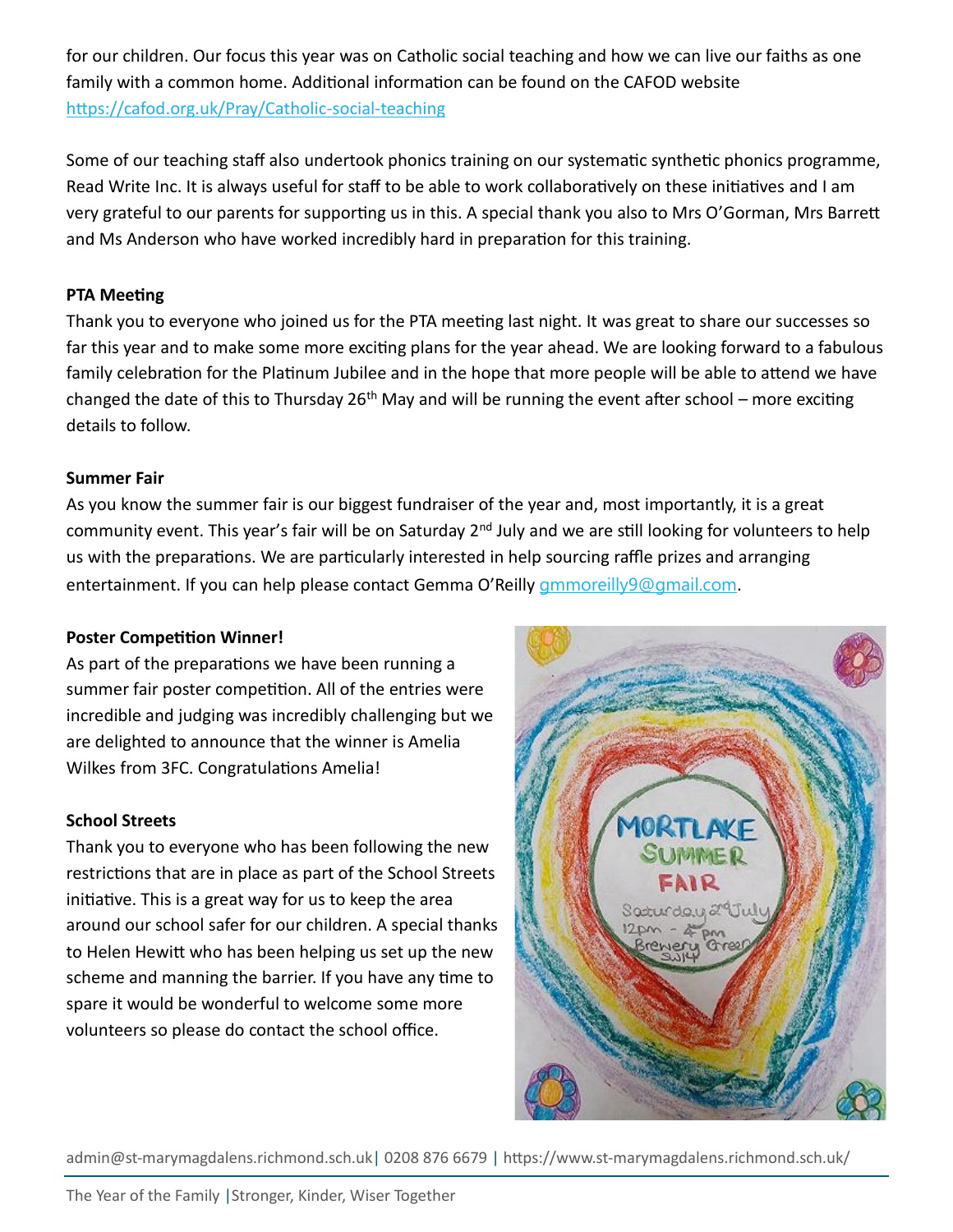for our children. Our focus this year was on Catholic social teaching and how we can live our faiths as one family with a common home. Additional information can be found on the CAFOD website https://cafod.org.uk/Pray/Catholic-social-teaching

Some of our teaching staff also undertook phonics training on our systematic synthetic phonics programme, Read Write Inc. It is always useful for staff to be able to work collaboratively on these initiatives and I am very grateful to our parents for supporting us in this. A special thank you also to Mrs O'Gorman, Mrs Barrett and Ms Anderson who have worked incredibly hard in preparation for this training.

**PTA Meeting**

Thank you to everyone who joined us for the PTA meeting last night. It was great to share our successes so far this year and to make some more exciting plans for the year ahead. We are looking forward to a fabulous family celebration for the Platinum Jubilee and in the hope that more people will be able to attend we have changed the date of this to Thursday 26th May and will be running the event after school – more exciting details to follow.

**Summer Fair**

As you know the summer fair is our biggest fundraiser of the year and, most importantly, it is a great community event. This year's fair will be on Saturday 2nd July and we are still looking for volunteers to help us with the preparations. We are particularly interested in help sourcing raffle prizes and arranging entertainment. If you can help please contact Gemma O'Reilly gmmoreilly9@gmail.com.

**Poster Competition Winner!**

As part of the preparations we have been running a summer fair poster competition. All of the entries were incredible and judging was incredibly challenging but we are delighted to announce that the winner is Amelia Wilkes from 3FC. Congratulations Amelia!

**School Streets**

Thank you to everyone who has been following the new restrictions that are in place as part of the School Streets initiative. This is a great way for us to keep the area around our school safer for our children. A special thanks to Helen Hewitt who has been helping us set up the new scheme and manning the barrier. If you have any time to spare it would be wonderful to welcome some more volunteers so please do contact the school office.

MORTLAKE SUMMER FAIR
Saturday 2nd July
12pm - 4pm
Brewery Green SW14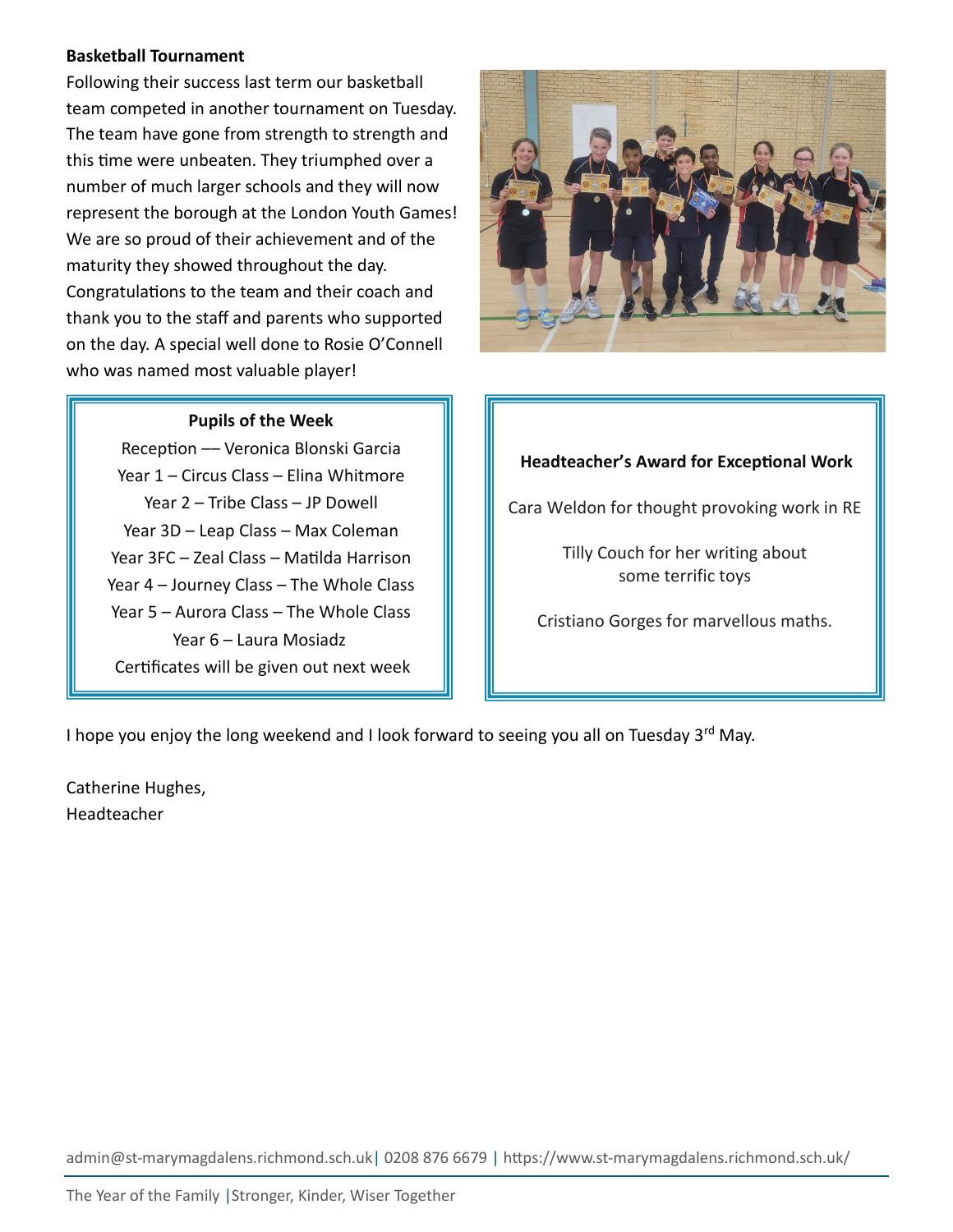**Basketball Tournament**

Following their success last term our basketball team competed in another tournament on Tuesday. The team have gone from strength to strength and this time were unbeaten. They triumphed over a number of much larger schools and they will now represent the borough at the London Youth Games! We are so proud of their achievement and of the maturity they showed throughout the day. Congratulations to the team and their coach and thank you to the staff and parents who supported on the day. A special well done to Rosie O'Connell who was named most valuable player!

**Pupils of the Week**

Reception –– Veronica Blonski Garcia
Year 1 – Circus Class – Elina Whitmore
Year 2 – Tribe Class – JP Dowell
Year 3D – Leap Class – Max Coleman
Year 3FC – Zeal Class – Matilda Harrison
Year 4 – Journey Class – The Whole Class
Year 5 – Aurora Class – The Whole Class
Year 6 – Laura Mosiadz
Certificates will be given out next week

**Headteacher's Award for Exceptional Work**

Cara Weldon for thought provoking work in RE

Tilly Couch for her writing about some terrific toys

Cristiano Gorges for marvellous maths.

I hope you enjoy the long weekend and I look forward to seeing you all on Tuesday 3rd May.

Catherine Hughes,
Headteacher

admin@st-marymagdalens.richmond.sch.uk | 0208 876 6679 | https://www.st-marymagdalens.richmond.sch.uk/

The Year of the Family | Stronger, Kinder, Wiser Together